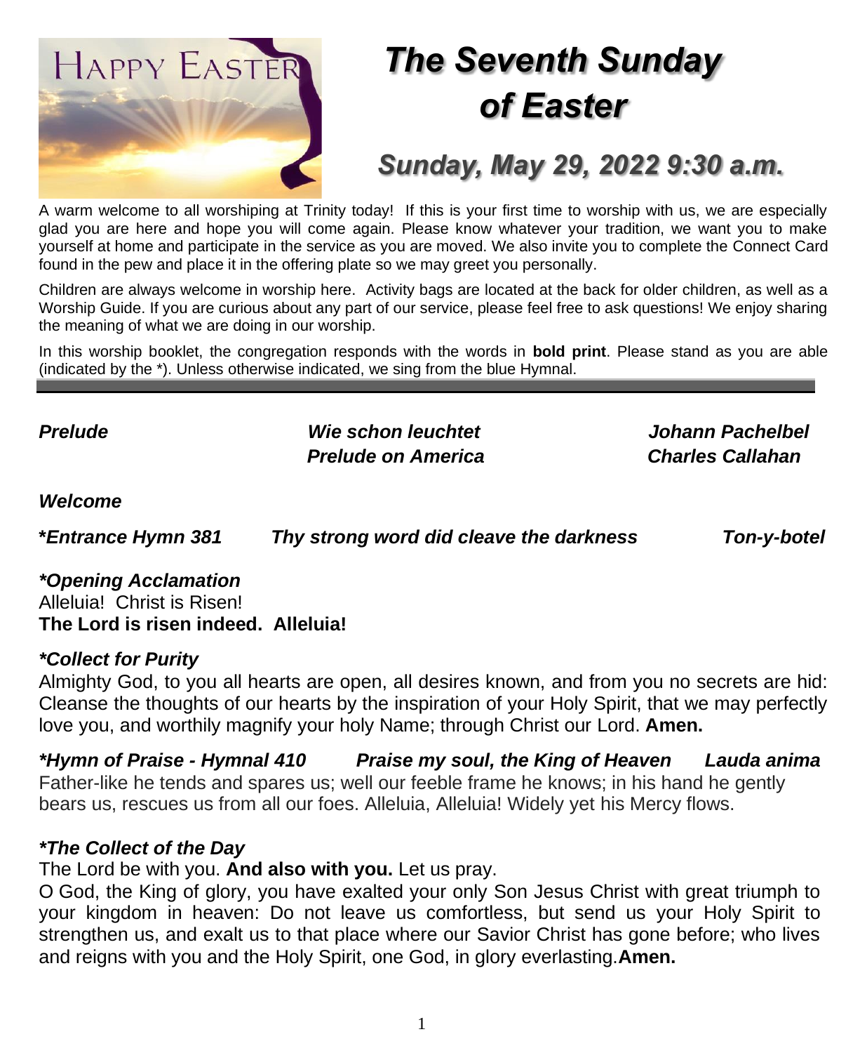# The Seventh Sunday of Easter

## Sunday, May 29, 2022 9:30 a.m.

A warm welcome to all worshiping at Trinity today! If this is your first time to worship with us, we are especially glad you are here and hope you will come again. Please know whatever your tradition, we want you to make yourself at home and participate in the service as you are moved. We also invite you to complete the Connect Card found in the pew and place it in the offering plate so we may greet you personally.

Children are always welcome in worship here. Activity bags are located at the back for older children, as well as a Worship Guide. If you are curious about any part of our service, please feel free to ask questions! We enjoy sharing the meaning of what we are doing in our worship.

In this worship booklet, the congregation responds with the words in **bold print**. Please stand as you are able (indicated by the *). Unless otherwise indicated, we sing from the blue Hymnal.

***Prelude*** — *Wie schon leuchtet* — *Johann Pachelbel*
*Prelude on America* — *Charles Callahan*

***Welcome***

***\*Entrance Hymn 381*** — *Thy strong word did cleave the darkness* — *Ton-y-botel*

***\*Opening Acclamation***
Alleluia! Christ is Risen!
**The Lord is risen indeed. Alleluia!**

***\*Collect for Purity***
Almighty God, to you all hearts are open, all desires known, and from you no secrets are hid: Cleanse the thoughts of our hearts by the inspiration of your Holy Spirit, that we may perfectly love you, and worthily magnify your holy Name; through Christ our Lord. **Amen.**

***\*Hymn of Praise - Hymnal 410*** — *Praise my soul, the King of Heaven* — *Lauda anima*
Father-like he tends and spares us; well our feeble frame he knows; in his hand he gently bears us, rescues us from all our foes. Alleluia, Alleluia! Widely yet his Mercy flows.

***\*The Collect of the Day***
The Lord be with you. **And also with you.** Let us pray.
O God, the King of glory, you have exalted your only Son Jesus Christ with great triumph to your kingdom in heaven: Do not leave us comfortless, but send us your Holy Spirit to strengthen us, and exalt us to that place where our Savior Christ has gone before; who lives and reigns with you and the Holy Spirit, one God, in glory everlasting. **Amen.**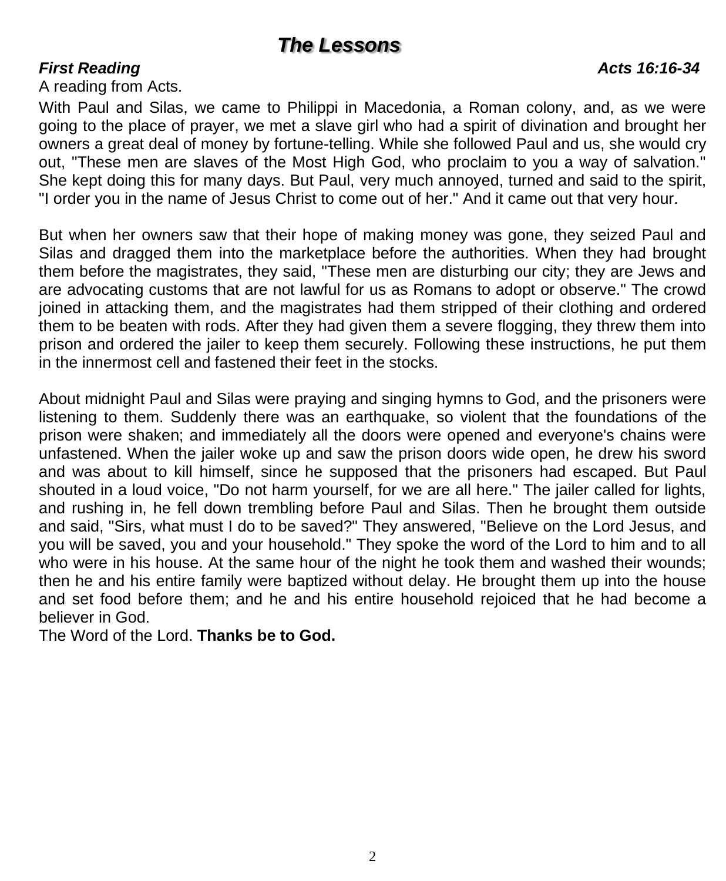# ***The Lessons***

***First Reading*** ***Acts 16:16-34***

A reading from Acts.

With Paul and Silas, we came to Philippi in Macedonia, a Roman colony, and, as we were going to the place of prayer, we met a slave girl who had a spirit of divination and brought her owners a great deal of money by fortune-telling. While she followed Paul and us, she would cry out, "These men are slaves of the Most High God, who proclaim to you a way of salvation." She kept doing this for many days. But Paul, very much annoyed, turned and said to the spirit, "I order you in the name of Jesus Christ to come out of her." And it came out that very hour.

But when her owners saw that their hope of making money was gone, they seized Paul and Silas and dragged them into the marketplace before the authorities. When they had brought them before the magistrates, they said, "These men are disturbing our city; they are Jews and are advocating customs that are not lawful for us as Romans to adopt or observe." The crowd joined in attacking them, and the magistrates had them stripped of their clothing and ordered them to be beaten with rods. After they had given them a severe flogging, they threw them into prison and ordered the jailer to keep them securely. Following these instructions, he put them in the innermost cell and fastened their feet in the stocks.

About midnight Paul and Silas were praying and singing hymns to God, and the prisoners were listening to them. Suddenly there was an earthquake, so violent that the foundations of the prison were shaken; and immediately all the doors were opened and everyone's chains were unfastened. When the jailer woke up and saw the prison doors wide open, he drew his sword and was about to kill himself, since he supposed that the prisoners had escaped. But Paul shouted in a loud voice, "Do not harm yourself, for we are all here." The jailer called for lights, and rushing in, he fell down trembling before Paul and Silas. Then he brought them outside and said, "Sirs, what must I do to be saved?" They answered, "Believe on the Lord Jesus, and you will be saved, you and your household." They spoke the word of the Lord to him and to all who were in his house. At the same hour of the night he took them and washed their wounds; then he and his entire family were baptized without delay. He brought them up into the house and set food before them; and he and his entire household rejoiced that he had become a believer in God.

The Word of the Lord. **Thanks be to God.**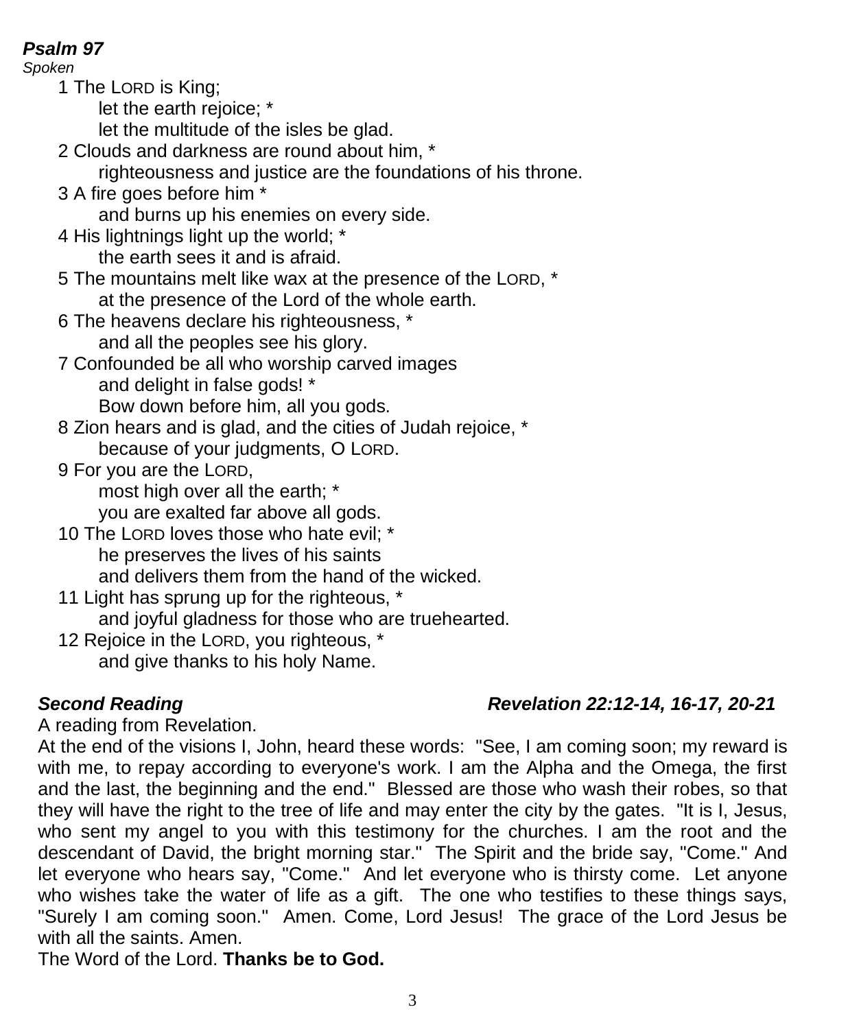***Psalm 97***
*Spoken*

1 The LORD is King;
let the earth rejoice; *
let the multitude of the isles be glad.
2 Clouds and darkness are round about him, *
righteousness and justice are the foundations of his throne.
3 A fire goes before him *
and burns up his enemies on every side.
4 His lightnings light up the world; *
the earth sees it and is afraid.
5 The mountains melt like wax at the presence of the LORD, *
at the presence of the Lord of the whole earth.
6 The heavens declare his righteousness, *
and all the peoples see his glory.
7 Confounded be all who worship carved images
and delight in false gods! *
Bow down before him, all you gods.
8 Zion hears and is glad, and the cities of Judah rejoice, *
because of your judgments, O LORD.
9 For you are the LORD,
most high over all the earth; *
you are exalted far above all gods.
10 The LORD loves those who hate evil; *
he preserves the lives of his saints
and delivers them from the hand of the wicked.
11 Light has sprung up for the righteous, *
and joyful gladness for those who are truehearted.
12 Rejoice in the LORD, you righteous, *
and give thanks to his holy Name.

***Second Reading*** ***Revelation 22:12-14, 16-17, 20-21***

A reading from Revelation.
At the end of the visions I, John, heard these words: "See, I am coming soon; my reward is with me, to repay according to everyone's work. I am the Alpha and the Omega, the first and the last, the beginning and the end." Blessed are those who wash their robes, so that they will have the right to the tree of life and may enter the city by the gates. "It is I, Jesus, who sent my angel to you with this testimony for the churches. I am the root and the descendant of David, the bright morning star." The Spirit and the bride say, "Come." And let everyone who hears say, "Come." And let everyone who is thirsty come. Let anyone who wishes take the water of life as a gift. The one who testifies to these things says, "Surely I am coming soon." Amen. Come, Lord Jesus! The grace of the Lord Jesus be with all the saints. Amen.
The Word of the Lord. **Thanks be to God.**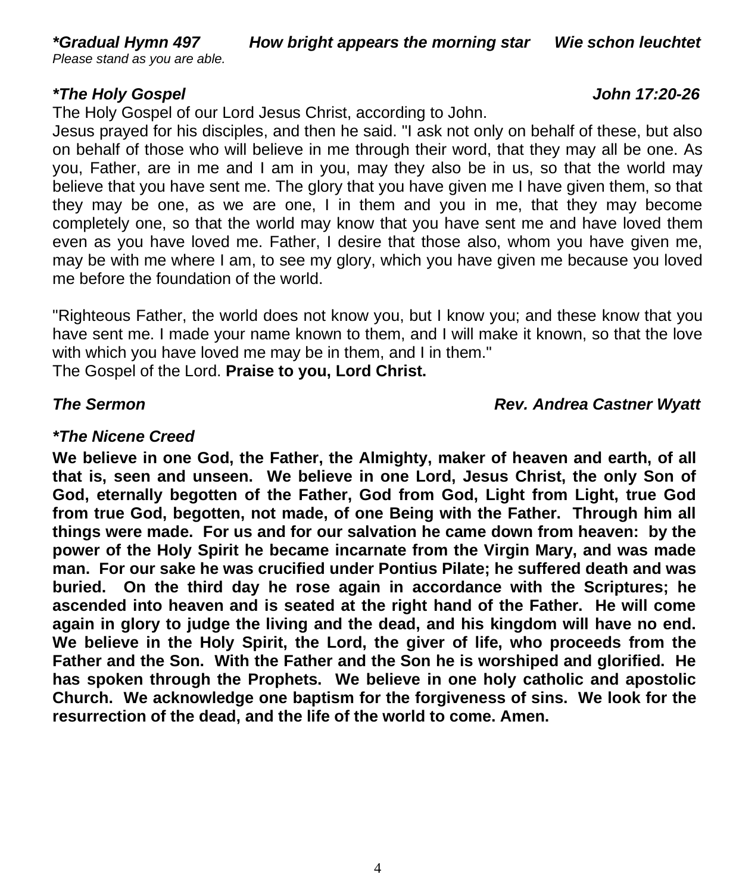***Gradual Hymn 497** &nbsp;&nbsp;&nbsp;&nbsp; How bright appears the morning star &nbsp;&nbsp;&nbsp;&nbsp; Wie schon leuchtet*

*Please stand as you are able.*

***The Holy Gospel** &nbsp;&nbsp;&nbsp;&nbsp; John 17:20-26*

The Holy Gospel of our Lord Jesus Christ, according to John.

Jesus prayed for his disciples, and then he said. "I ask not only on behalf of these, but also on behalf of those who will believe in me through their word, that they may all be one. As you, Father, are in me and I am in you, may they also be in us, so that the world may believe that you have sent me. The glory that you have given me I have given them, so that they may be one, as we are one, I in them and you in me, that they may become completely one, so that the world may know that you have sent me and have loved them even as you have loved me. Father, I desire that those also, whom you have given me, may be with me where I am, to see my glory, which you have given me because you loved me before the foundation of the world.

"Righteous Father, the world does not know you, but I know you; and these know that you have sent me. I made your name known to them, and I will make it known, so that the love with which you have loved me may be in them, and I in them."

The Gospel of the Lord. **Praise to you, Lord Christ.**

***The Sermon** &nbsp;&nbsp;&nbsp;&nbsp; Rev. Andrea Castner Wyatt*

***The Nicene Creed***

**We believe in one God, the Father, the Almighty, maker of heaven and earth, of all that is, seen and unseen. We believe in one Lord, Jesus Christ, the only Son of God, eternally begotten of the Father, God from God, Light from Light, true God from true God, begotten, not made, of one Being with the Father. Through him all things were made. For us and for our salvation he came down from heaven: by the power of the Holy Spirit he became incarnate from the Virgin Mary, and was made man. For our sake he was crucified under Pontius Pilate; he suffered death and was buried. On the third day he rose again in accordance with the Scriptures; he ascended into heaven and is seated at the right hand of the Father. He will come again in glory to judge the living and the dead, and his kingdom will have no end. We believe in the Holy Spirit, the Lord, the giver of life, who proceeds from the Father and the Son. With the Father and the Son he is worshiped and glorified. He has spoken through the Prophets. We believe in one holy catholic and apostolic Church. We acknowledge one baptism for the forgiveness of sins. We look for the resurrection of the dead, and the life of the world to come. Amen.**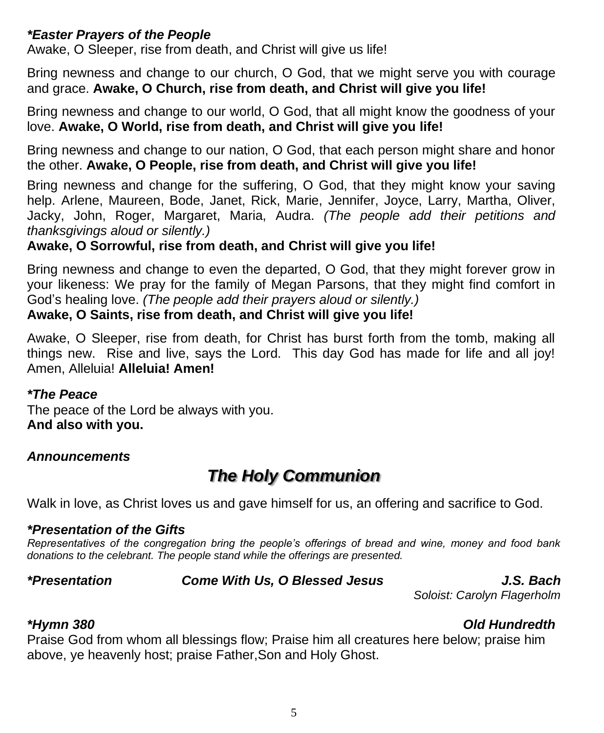***Easter Prayers of the People***

Awake, O Sleeper, rise from death, and Christ will give us life!

Bring newness and change to our church, O God, that we might serve you with courage and grace. **Awake, O Church, rise from death, and Christ will give you life!**

Bring newness and change to our world, O God, that all might know the goodness of your love. **Awake, O World, rise from death, and Christ will give you life!**

Bring newness and change to our nation, O God, that each person might share and honor the other. **Awake, O People, rise from death, and Christ will give you life!**

Bring newness and change for the suffering, O God, that they might know your saving help. Arlene, Maureen, Bode, Janet, Rick, Marie, Jennifer, Joyce, Larry, Martha, Oliver, Jacky, John, Roger, Margaret, Maria, Audra. *(The people add their petitions and thanksgivings aloud or silently.)*

**Awake, O Sorrowful, rise from death, and Christ will give you life!**

Bring newness and change to even the departed, O God, that they might forever grow in your likeness: We pray for the family of Megan Parsons, that they might find comfort in God's healing love. *(The people add their prayers aloud or silently.)*

**Awake, O Saints, rise from death, and Christ will give you life!**

Awake, O Sleeper, rise from death, for Christ has burst forth from the tomb, making all things new. Rise and live, says the Lord. This day God has made for life and all joy! Amen, Alleluia! **Alleluia! Amen!**

***The Peace***

The peace of the Lord be always with you.
**And also with you.**

***Announcements***

# *The Holy Communion*

Walk in love, as Christ loves us and gave himself for us, an offering and sacrifice to God.

***Presentation of the Gifts***

*Representatives of the congregation bring the people's offerings of bread and wine, money and food bank donations to the celebrant. The people stand while the offerings are presented.*

***Presentation** — **Come With Us, O Blessed Jesus** — **J.S. Bach***
*Soloist: Carolyn Flagerholm*

***Hymn 380** — **Old Hundredth***

Praise God from whom all blessings flow; Praise him all creatures here below; praise him above, ye heavenly host; praise Father,Son and Holy Ghost.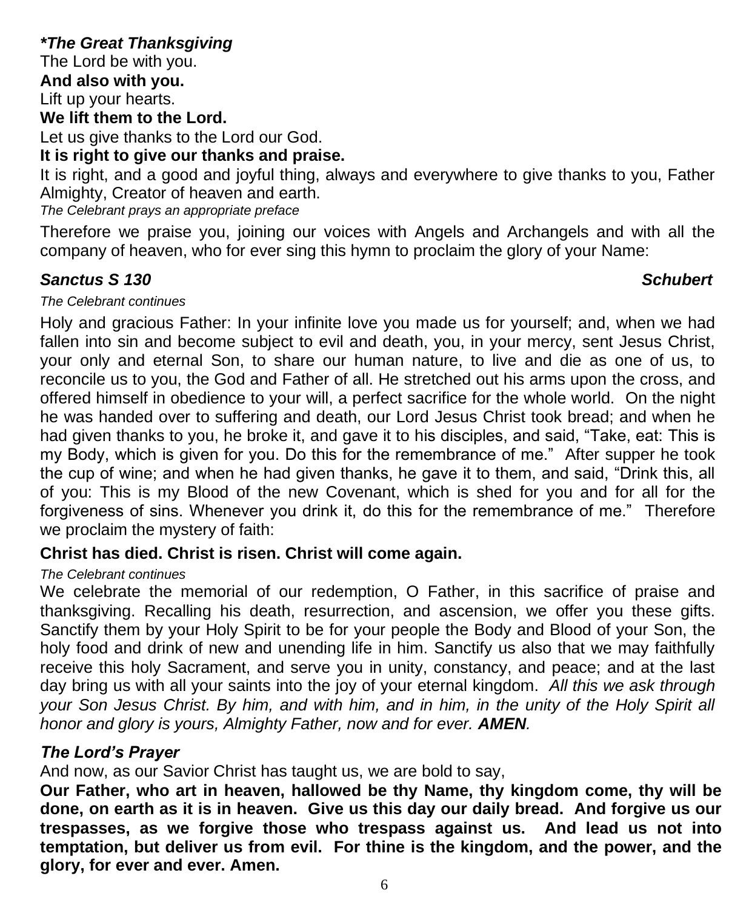***The Great Thanksgiving***

The Lord be with you.

**And also with you.**

Lift up your hearts.

**We lift them to the Lord.**

Let us give thanks to the Lord our God.

**It is right to give our thanks and praise.**

It is right, and a good and joyful thing, always and everywhere to give thanks to you, Father Almighty, Creator of heaven and earth.

*The Celebrant prays an appropriate preface*

Therefore we praise you, joining our voices with Angels and Archangels and with all the company of heaven, who for ever sing this hymn to proclaim the glory of your Name:

***Sanctus S 130*** ***Schubert***

*The Celebrant continues*

Holy and gracious Father: In your infinite love you made us for yourself; and, when we had fallen into sin and become subject to evil and death, you, in your mercy, sent Jesus Christ, your only and eternal Son, to share our human nature, to live and die as one of us, to reconcile us to you, the God and Father of all. He stretched out his arms upon the cross, and offered himself in obedience to your will, a perfect sacrifice for the whole world. On the night he was handed over to suffering and death, our Lord Jesus Christ took bread; and when he had given thanks to you, he broke it, and gave it to his disciples, and said, "Take, eat: This is my Body, which is given for you. Do this for the remembrance of me." After supper he took the cup of wine; and when he had given thanks, he gave it to them, and said, "Drink this, all of you: This is my Blood of the new Covenant, which is shed for you and for all for the forgiveness of sins. Whenever you drink it, do this for the remembrance of me." Therefore we proclaim the mystery of faith:

**Christ has died. Christ is risen. Christ will come again.**

*The Celebrant continues*

We celebrate the memorial of our redemption, O Father, in this sacrifice of praise and thanksgiving. Recalling his death, resurrection, and ascension, we offer you these gifts. Sanctify them by your Holy Spirit to be for your people the Body and Blood of your Son, the holy food and drink of new and unending life in him. Sanctify us also that we may faithfully receive this holy Sacrament, and serve you in unity, constancy, and peace; and at the last day bring us with all your saints into the joy of your eternal kingdom. *All this we ask through your Son Jesus Christ. By him, and with him, and in him, in the unity of the Holy Spirit all honor and glory is yours, Almighty Father, now and for ever.* ***AMEN****.*

***The Lord's Prayer***

And now, as our Savior Christ has taught us, we are bold to say,

**Our Father, who art in heaven, hallowed be thy Name, thy kingdom come, thy will be done, on earth as it is in heaven. Give us this day our daily bread. And forgive us our trespasses, as we forgive those who trespass against us. And lead us not into temptation, but deliver us from evil. For thine is the kingdom, and the power, and the glory, for ever and ever. Amen.**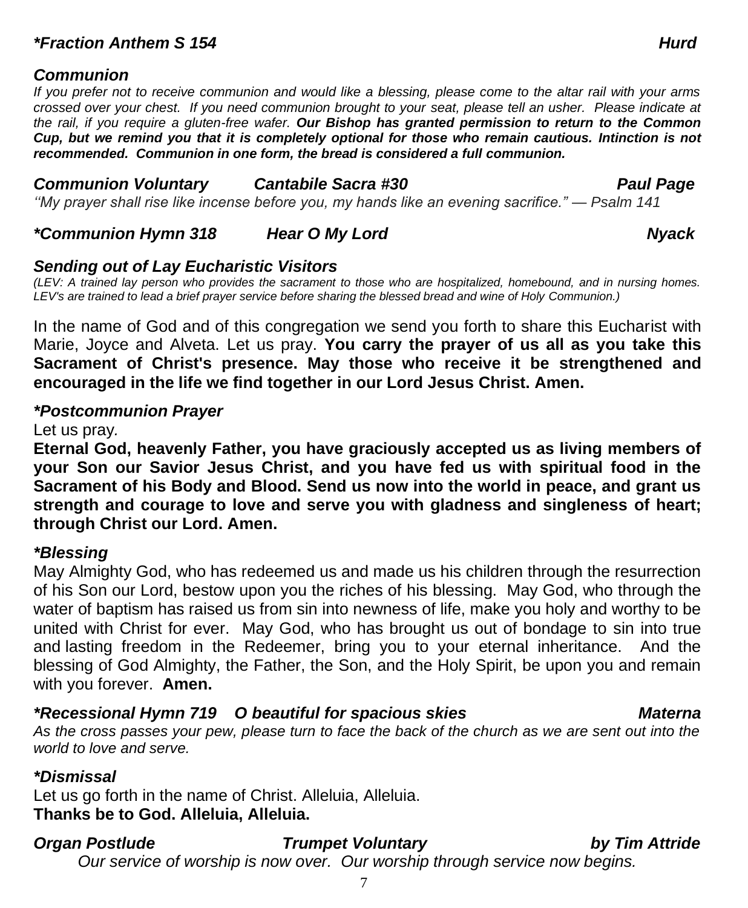### *\*Fraction Anthem S 154 — Hurd*

### *Communion*

*If you prefer not to receive communion and would like a blessing, please come to the altar rail with your arms crossed over your chest. If you need communion brought to your seat, please tell an usher. Please indicate at the rail, if you require a gluten-free wafer.* ***Our Bishop has granted permission to return to the Common Cup, but we remind you that it is completely optional for those who remain cautious. Intinction is not recommended. Communion in one form, the bread is considered a full communion.***

### *Communion Voluntary — Cantabile Sacra #30 — Paul Page*

*"My prayer shall rise like incense before you, my hands like an evening sacrifice." — Psalm 141*

### *\*Communion Hymn 318 — Hear O My Lord — Nyack*

### *Sending out of Lay Eucharistic Visitors*

*(LEV: A trained lay person who provides the sacrament to those who are hospitalized, homebound, and in nursing homes. LEV's are trained to lead a brief prayer service before sharing the blessed bread and wine of Holy Communion.)*

In the name of God and of this congregation we send you forth to share this Eucharist with Marie, Joyce and Alveta. Let us pray. **You carry the prayer of us all as you take this Sacrament of Christ's presence. May those who receive it be strengthened and encouraged in the life we find together in our Lord Jesus Christ. Amen.**

### *\*Postcommunion Prayer*

Let us pray.

**Eternal God, heavenly Father, you have graciously accepted us as living members of your Son our Savior Jesus Christ, and you have fed us with spiritual food in the Sacrament of his Body and Blood. Send us now into the world in peace, and grant us strength and courage to love and serve you with gladness and singleness of heart; through Christ our Lord. Amen.**

### *\*Blessing*

May Almighty God, who has redeemed us and made us his children through the resurrection of his Son our Lord, bestow upon you the riches of his blessing. May God, who through the water of baptism has raised us from sin into newness of life, make you holy and worthy to be united with Christ for ever. May God, who has brought us out of bondage to sin into true and lasting freedom in the Redeemer, bring you to your eternal inheritance. And the blessing of God Almighty, the Father, the Son, and the Holy Spirit, be upon you and remain with you forever. **Amen.**

### *\*Recessional Hymn 719 — O beautiful for spacious skies — Materna*

*As the cross passes your pew, please turn to face the back of the church as we are sent out into the world to love and serve.*

### *\*Dismissal*

Let us go forth in the name of Christ. Alleluia, Alleluia.
**Thanks be to God. Alleluia, Alleluia.**

### *Organ Postlude — Trumpet Voluntary — by Tim Attride*

*Our service of worship is now over. Our worship through service now begins.*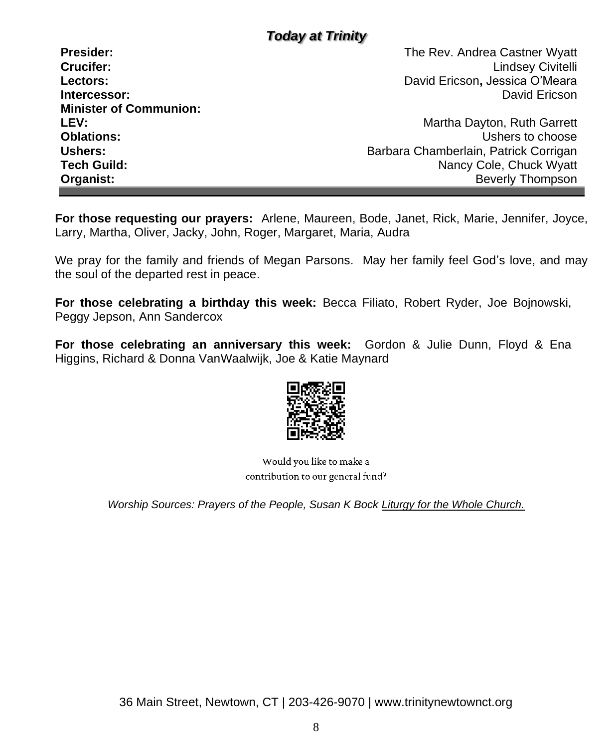## *Today at Trinity*

| | |
|---|---|
| **Presider:** | The Rev. Andrea Castner Wyatt |
| **Crucifer:** | Lindsey Civitelli |
| **Lectors:** | David Ericson, Jessica O'Meara |
| **Intercessor:** | David Ericson |
| **Minister of Communion:** | |
| **LEV:** | Martha Dayton, Ruth Garrett |
| **Oblations:** | Ushers to choose |
| **Ushers:** | Barbara Chamberlain, Patrick Corrigan |
| **Tech Guild:** | Nancy Cole, Chuck Wyatt |
| **Organist:** | Beverly Thompson |

**For those requesting our prayers:** Arlene, Maureen, Bode, Janet, Rick, Marie, Jennifer, Joyce, Larry, Martha, Oliver, Jacky, John, Roger, Margaret, Maria, Audra

We pray for the family and friends of Megan Parsons. May her family feel God's love, and may the soul of the departed rest in peace.

**For those celebrating a birthday this week:** Becca Filiato, Robert Ryder, Joe Bojnowski, Peggy Jepson, Ann Sandercox

**For those celebrating an anniversary this week:** Gordon & Julie Dunn, Floyd & Ena Higgins, Richard & Donna VanWaalwijk, Joe & Katie Maynard

Would you like to make a contribution to our general fund?

*Worship Sources: Prayers of the People, Susan K Bock Liturgy for the Whole Church.*

36 Main Street, Newtown, CT | 203-426-9070 | www.trinitynewtownct.org